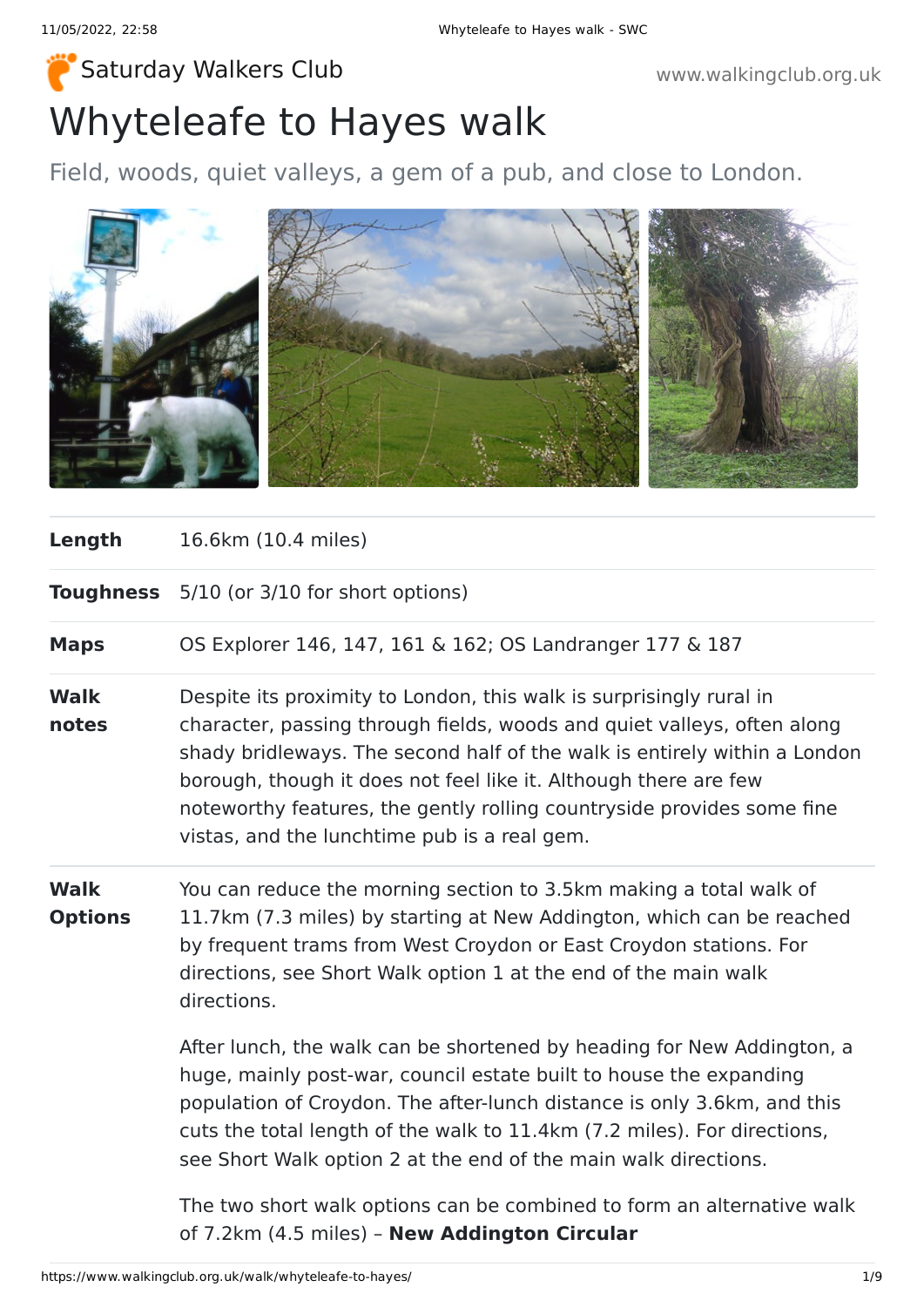Saturday Walkers Club

www.walkingclub.org.uk

# Whyteleafe to Hayes walk

Field, woods, quiet valleys, a gem of a pub, and close to London.

| | |
|---|---|
| **Length** | 16.6km (10.4 miles) |
| **Toughness** | 5/10 (or 3/10 for short options) |
| **Maps** | OS Explorer 146, 147, 161 & 162; OS Landranger 177 & 187 |
| **Walk notes** | Despite its proximity to London, this walk is surprisingly rural in character, passing through fields, woods and quiet valleys, often along shady bridleways. The second half of the walk is entirely within a London borough, though it does not feel like it. Although there are few noteworthy features, the gently rolling countryside provides some fine vistas, and the lunchtime pub is a real gem. |
| **Walk Options** | You can reduce the morning section to 3.5km making a total walk of 11.7km (7.3 miles) by starting at New Addington, which can be reached by frequent trams from West Croydon or East Croydon stations. For directions, see Short Walk option 1 at the end of the main walk directions.<br><br>After lunch, the walk can be shortened by heading for New Addington, a huge, mainly post-war, council estate built to house the expanding population of Croydon. The after-lunch distance is only 3.6km, and this cuts the total length of the walk to 11.4km (7.2 miles). For directions, see Short Walk option 2 at the end of the main walk directions.<br><br>The two short walk options can be combined to form an alternative walk of 7.2km (4.5 miles) – **New Addington Circular** |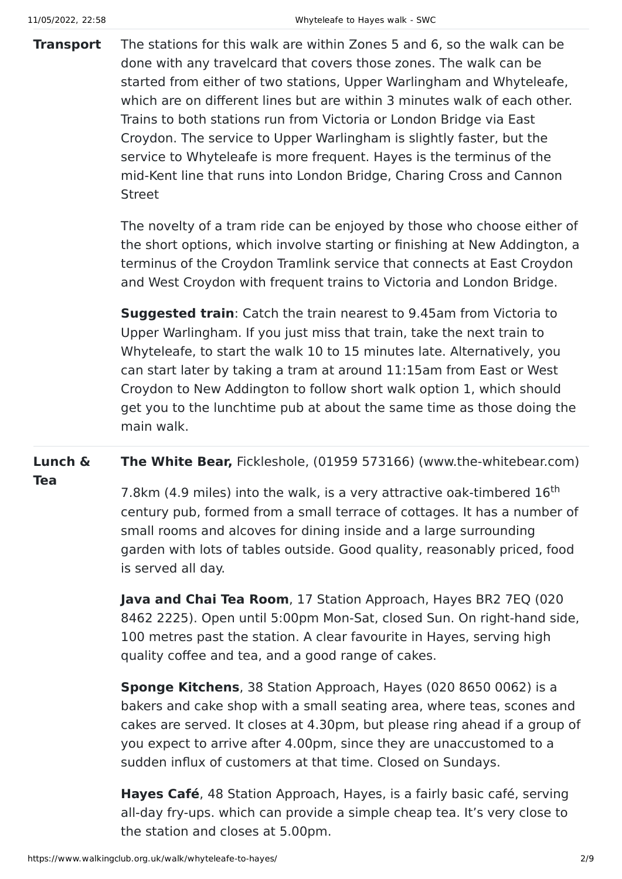**Transport** The stations for this walk are within Zones 5 and 6, so the walk can be done with any travelcard that covers those zones. The walk can be started from either of two stations, Upper Warlingham and Whyteleafe, which are on different lines but are within 3 minutes walk of each other. Trains to both stations run from Victoria or London Bridge via East Croydon. The service to Upper Warlingham is slightly faster, but the service to Whyteleafe is more frequent. Hayes is the terminus of the mid-Kent line that runs into London Bridge, Charing Cross and Cannon Street

The novelty of a tram ride can be enjoyed by those who choose either of the short options, which involve starting or finishing at New Addington, a terminus of the Croydon Tramlink service that connects at East Croydon and West Croydon with frequent trains to Victoria and London Bridge.

**Suggested train**: Catch the train nearest to 9.45am from Victoria to Upper Warlingham. If you just miss that train, take the next train to Whyteleafe, to start the walk 10 to 15 minutes late. Alternatively, you can start later by taking a tram at around 11:15am from East or West Croydon to New Addington to follow short walk option 1, which should get you to the lunchtime pub at about the same time as those doing the main walk.

**Lunch & Tea** **The White Bear,** Fickleshole, (01959 573166) (www.the-whitebear.com)

7.8km (4.9 miles) into the walk, is a very attractive oak-timbered 16$^{th}$ century pub, formed from a small terrace of cottages. It has a number of small rooms and alcoves for dining inside and a large surrounding garden with lots of tables outside. Good quality, reasonably priced, food is served all day.

**Java and Chai Tea Room**, 17 Station Approach, Hayes BR2 7EQ (020 8462 2225). Open until 5:00pm Mon-Sat, closed Sun. On right-hand side, 100 metres past the station. A clear favourite in Hayes, serving high quality coffee and tea, and a good range of cakes.

**Sponge Kitchens**, 38 Station Approach, Hayes (020 8650 0062) is a bakers and cake shop with a small seating area, where teas, scones and cakes are served. It closes at 4.30pm, but please ring ahead if a group of you expect to arrive after 4.00pm, since they are unaccustomed to a sudden influx of customers at that time. Closed on Sundays.

**Hayes Café**, 48 Station Approach, Hayes, is a fairly basic café, serving all-day fry-ups. which can provide a simple cheap tea. It's very close to the station and closes at 5.00pm.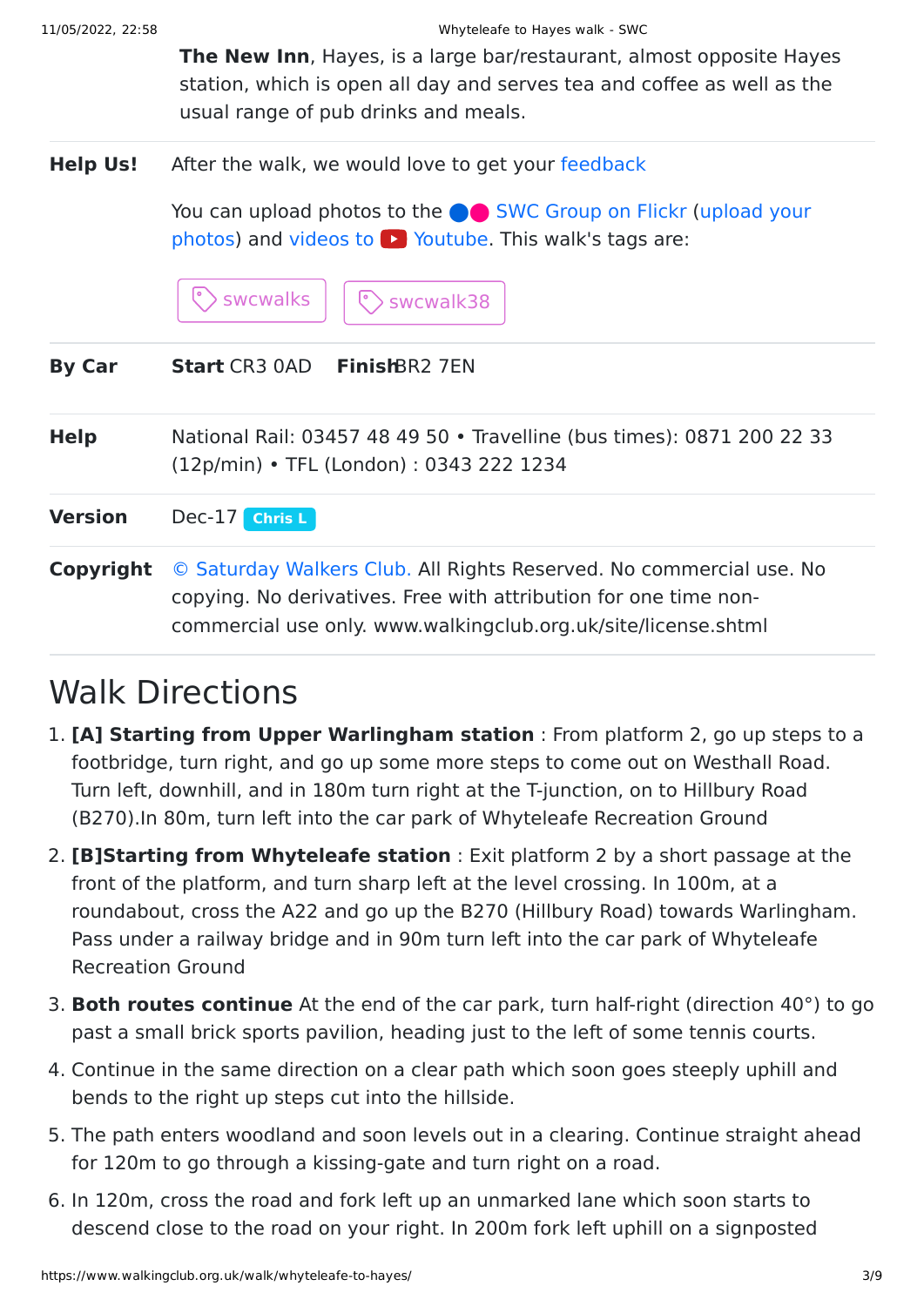**The New Inn**, Hayes, is a large bar/restaurant, almost opposite Hayes station, which is open all day and serves tea and coffee as well as the usual range of pub drinks and meals.

**Help Us!** After the walk, we would love to get your feedback

You can upload photos to the SWC Group on Flickr (upload your photos) and videos to Youtube. This walk's tags are:

swcwalks swcwalk38

**By Car** **Start** CR3 0AD **Finish** BR2 7EN

**Help** National Rail: 03457 48 49 50 • Travelline (bus times): 0871 200 22 33 (12p/min) • TFL (London) : 0343 222 1234

**Version** Dec-17 Chris L

**Copyright** © Saturday Walkers Club. All Rights Reserved. No commercial use. No copying. No derivatives. Free with attribution for one time non-commercial use only. www.walkingclub.org.uk/site/license.shtml

# Walk Directions

1. **[A] Starting from Upper Warlingham station** : From platform 2, go up steps to a footbridge, turn right, and go up some more steps to come out on Westhall Road. Turn left, downhill, and in 180m turn right at the T-junction, on to Hillbury Road (B270).In 80m, turn left into the car park of Whyteleafe Recreation Ground
2. **[B]Starting from Whyteleafe station** : Exit platform 2 by a short passage at the front of the platform, and turn sharp left at the level crossing. In 100m, at a roundabout, cross the A22 and go up the B270 (Hillbury Road) towards Warlingham. Pass under a railway bridge and in 90m turn left into the car park of Whyteleafe Recreation Ground
3. **Both routes continue** At the end of the car park, turn half-right (direction 40°) to go past a small brick sports pavilion, heading just to the left of some tennis courts.
4. Continue in the same direction on a clear path which soon goes steeply uphill and bends to the right up steps cut into the hillside.
5. The path enters woodland and soon levels out in a clearing. Continue straight ahead for 120m to go through a kissing-gate and turn right on a road.
6. In 120m, cross the road and fork left up an unmarked lane which soon starts to descend close to the road on your right. In 200m fork left uphill on a signposted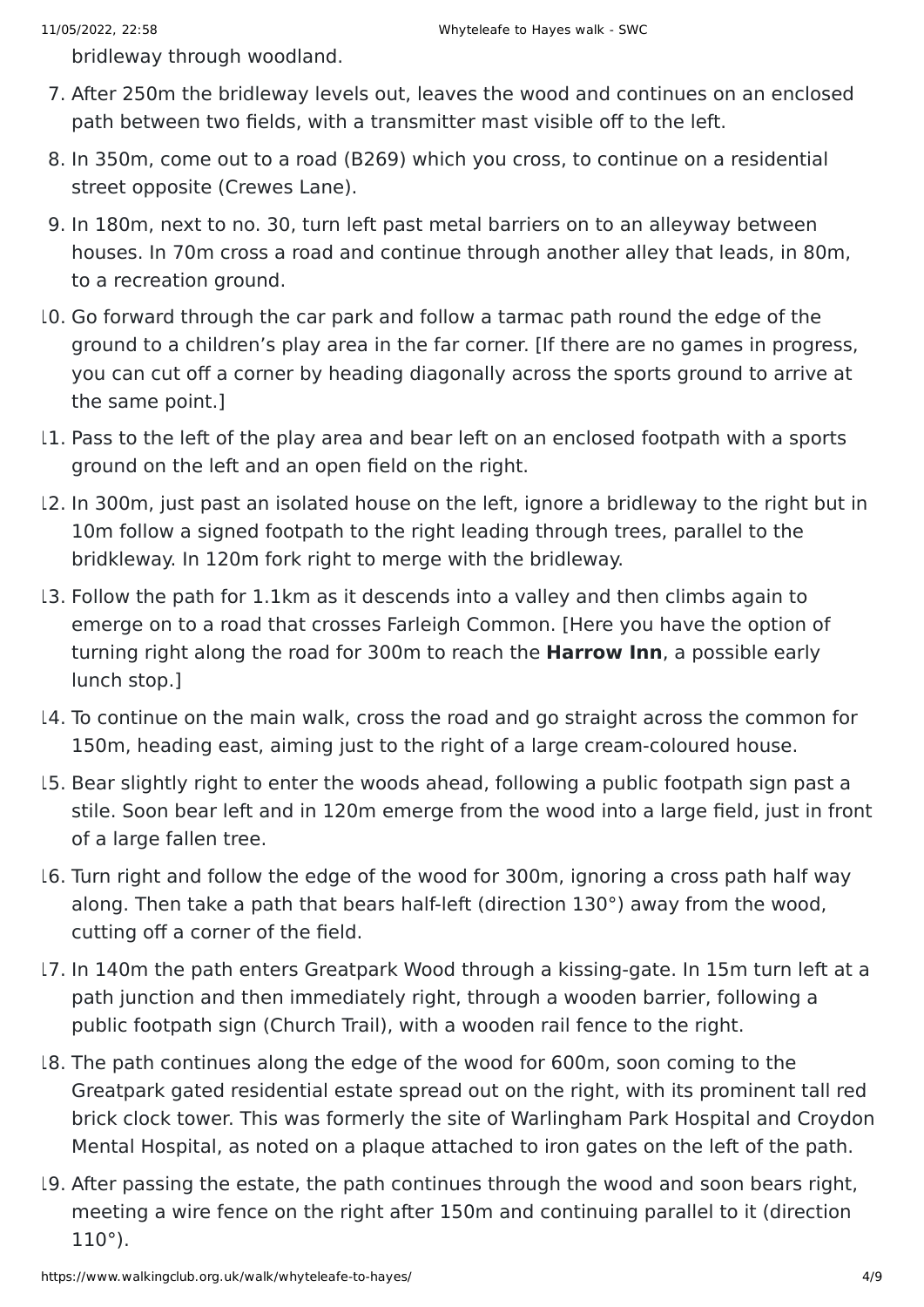bridleway through woodland.

7. After 250m the bridleway levels out, leaves the wood and continues on an enclosed path between two fields, with a transmitter mast visible off to the left.
8. In 350m, come out to a road (B269) which you cross, to continue on a residential street opposite (Crewes Lane).
9. In 180m, next to no. 30, turn left past metal barriers on to an alleyway between houses. In 70m cross a road and continue through another alley that leads, in 80m, to a recreation ground.
10. Go forward through the car park and follow a tarmac path round the edge of the ground to a children's play area in the far corner. [If there are no games in progress, you can cut off a corner by heading diagonally across the sports ground to arrive at the same point.]
11. Pass to the left of the play area and bear left on an enclosed footpath with a sports ground on the left and an open field on the right.
12. In 300m, just past an isolated house on the left, ignore a bridleway to the right but in 10m follow a signed footpath to the right leading through trees, parallel to the bridkleway. In 120m fork right to merge with the bridleway.
13. Follow the path for 1.1km as it descends into a valley and then climbs again to emerge on to a road that crosses Farleigh Common. [Here you have the option of turning right along the road for 300m to reach the **Harrow Inn**, a possible early lunch stop.]
14. To continue on the main walk, cross the road and go straight across the common for 150m, heading east, aiming just to the right of a large cream-coloured house.
15. Bear slightly right to enter the woods ahead, following a public footpath sign past a stile. Soon bear left and in 120m emerge from the wood into a large field, just in front of a large fallen tree.
16. Turn right and follow the edge of the wood for 300m, ignoring a cross path half way along. Then take a path that bears half-left (direction 130°) away from the wood, cutting off a corner of the field.
17. In 140m the path enters Greatpark Wood through a kissing-gate. In 15m turn left at a path junction and then immediately right, through a wooden barrier, following a public footpath sign (Church Trail), with a wooden rail fence to the right.
18. The path continues along the edge of the wood for 600m, soon coming to the Greatpark gated residential estate spread out on the right, with its prominent tall red brick clock tower. This was formerly the site of Warlingham Park Hospital and Croydon Mental Hospital, as noted on a plaque attached to iron gates on the left of the path.
19. After passing the estate, the path continues through the wood and soon bears right, meeting a wire fence on the right after 150m and continuing parallel to it (direction 110°).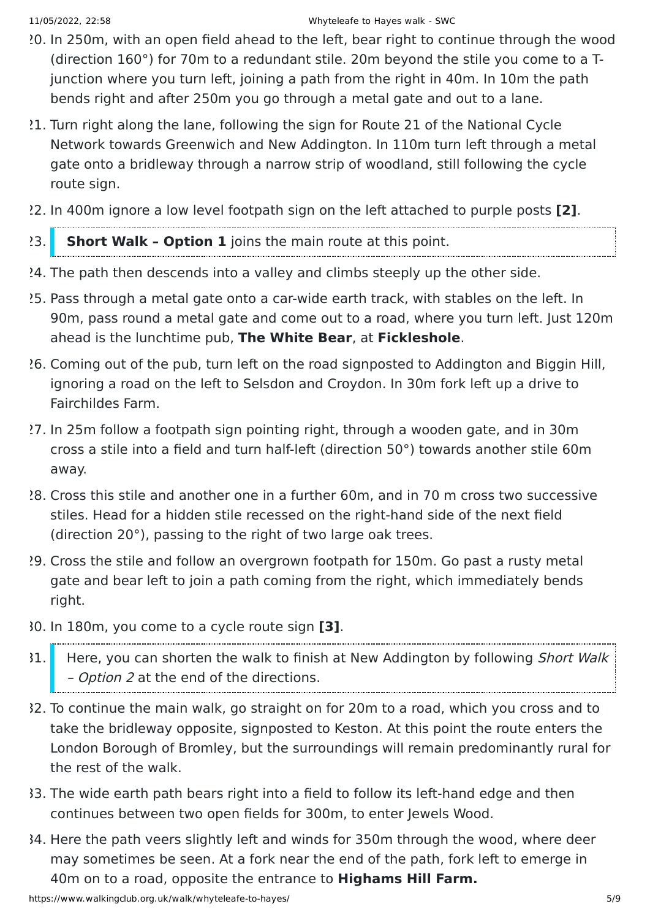20. In 250m, with an open field ahead to the left, bear right to continue through the wood (direction 160°) for 70m to a redundant stile. 20m beyond the stile you come to a T-junction where you turn left, joining a path from the right in 40m. In 10m the path bends right and after 250m you go through a metal gate and out to a lane.
21. Turn right along the lane, following the sign for Route 21 of the National Cycle Network towards Greenwich and New Addington. In 110m turn left through a metal gate onto a bridleway through a narrow strip of woodland, still following the cycle route sign.
22. In 400m ignore a low level footpath sign on the left attached to purple posts **[2]**.
23. **Short Walk – Option 1** joins the main route at this point.
24. The path then descends into a valley and climbs steeply up the other side.
25. Pass through a metal gate onto a car-wide earth track, with stables on the left. In 90m, pass round a metal gate and come out to a road, where you turn left. Just 120m ahead is the lunchtime pub, **The White Bear**, at **Fickleshole**.
26. Coming out of the pub, turn left on the road signposted to Addington and Biggin Hill, ignoring a road on the left to Selsdon and Croydon. In 30m fork left up a drive to Fairchildes Farm.
27. In 25m follow a footpath sign pointing right, through a wooden gate, and in 30m cross a stile into a field and turn half-left (direction 50°) towards another stile 60m away.
28. Cross this stile and another one in a further 60m, and in 70 m cross two successive stiles. Head for a hidden stile recessed on the right-hand side of the next field (direction 20°), passing to the right of two large oak trees.
29. Cross the stile and follow an overgrown footpath for 150m. Go past a rusty metal gate and bear left to join a path coming from the right, which immediately bends right.
30. In 180m, you come to a cycle route sign **[3]**.
31. Here, you can shorten the walk to finish at New Addington by following *Short Walk – Option 2* at the end of the directions.
32. To continue the main walk, go straight on for 20m to a road, which you cross and to take the bridleway opposite, signposted to Keston. At this point the route enters the London Borough of Bromley, but the surroundings will remain predominantly rural for the rest of the walk.
33. The wide earth path bears right into a field to follow its left-hand edge and then continues between two open fields for 300m, to enter Jewels Wood.
34. Here the path veers slightly left and winds for 350m through the wood, where deer may sometimes be seen. At a fork near the end of the path, fork left to emerge in 40m on to a road, opposite the entrance to **Highams Hill Farm.**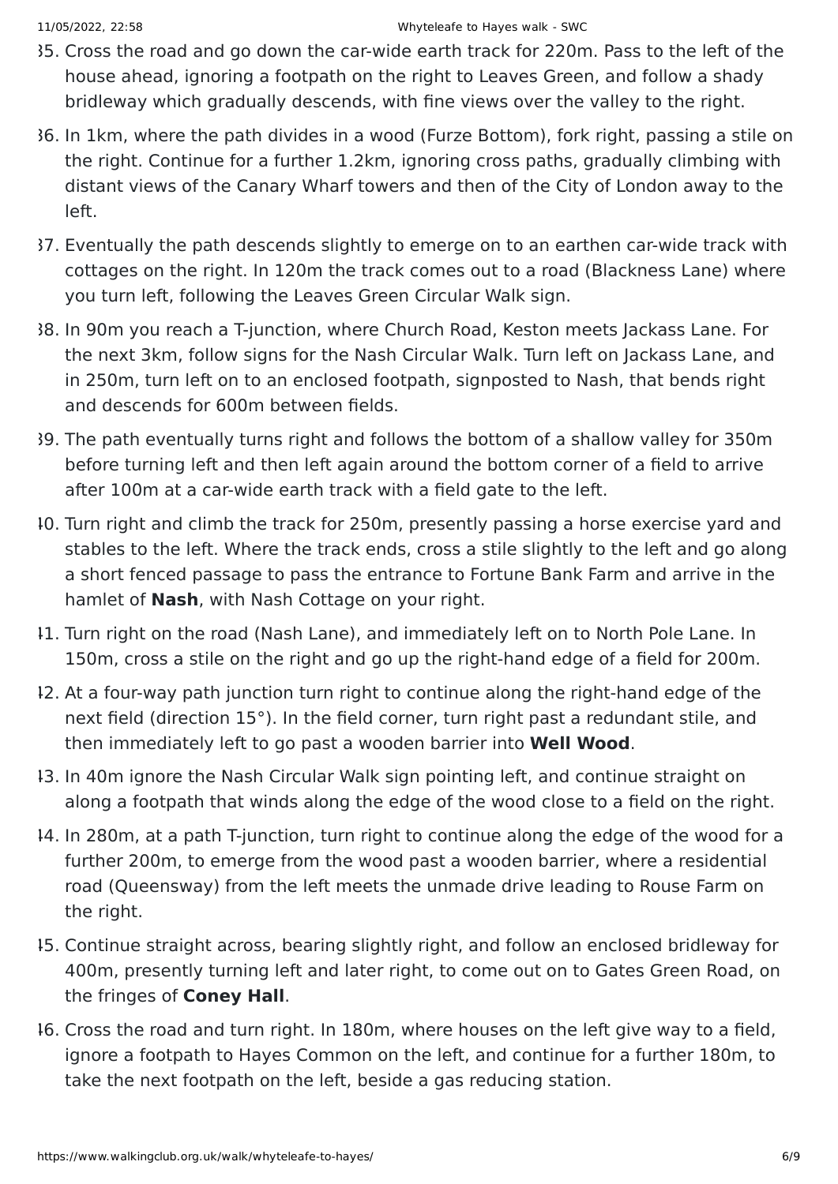35. Cross the road and go down the car-wide earth track for 220m. Pass to the left of the house ahead, ignoring a footpath on the right to Leaves Green, and follow a shady bridleway which gradually descends, with fine views over the valley to the right.
36. In 1km, where the path divides in a wood (Furze Bottom), fork right, passing a stile on the right. Continue for a further 1.2km, ignoring cross paths, gradually climbing with distant views of the Canary Wharf towers and then of the City of London away to the left.
37. Eventually the path descends slightly to emerge on to an earthen car-wide track with cottages on the right. In 120m the track comes out to a road (Blackness Lane) where you turn left, following the Leaves Green Circular Walk sign.
38. In 90m you reach a T-junction, where Church Road, Keston meets Jackass Lane. For the next 3km, follow signs for the Nash Circular Walk. Turn left on Jackass Lane, and in 250m, turn left on to an enclosed footpath, signposted to Nash, that bends right and descends for 600m between fields.
39. The path eventually turns right and follows the bottom of a shallow valley for 350m before turning left and then left again around the bottom corner of a field to arrive after 100m at a car-wide earth track with a field gate to the left.
40. Turn right and climb the track for 250m, presently passing a horse exercise yard and stables to the left. Where the track ends, cross a stile slightly to the left and go along a short fenced passage to pass the entrance to Fortune Bank Farm and arrive in the hamlet of **Nash**, with Nash Cottage on your right.
41. Turn right on the road (Nash Lane), and immediately left on to North Pole Lane. In 150m, cross a stile on the right and go up the right-hand edge of a field for 200m.
42. At a four-way path junction turn right to continue along the right-hand edge of the next field (direction 15°). In the field corner, turn right past a redundant stile, and then immediately left to go past a wooden barrier into **Well Wood**.
43. In 40m ignore the Nash Circular Walk sign pointing left, and continue straight on along a footpath that winds along the edge of the wood close to a field on the right.
44. In 280m, at a path T-junction, turn right to continue along the edge of the wood for a further 200m, to emerge from the wood past a wooden barrier, where a residential road (Queensway) from the left meets the unmade drive leading to Rouse Farm on the right.
45. Continue straight across, bearing slightly right, and follow an enclosed bridleway for 400m, presently turning left and later right, to come out on to Gates Green Road, on the fringes of **Coney Hall**.
46. Cross the road and turn right. In 180m, where houses on the left give way to a field, ignore a footpath to Hayes Common on the left, and continue for a further 180m, to take the next footpath on the left, beside a gas reducing station.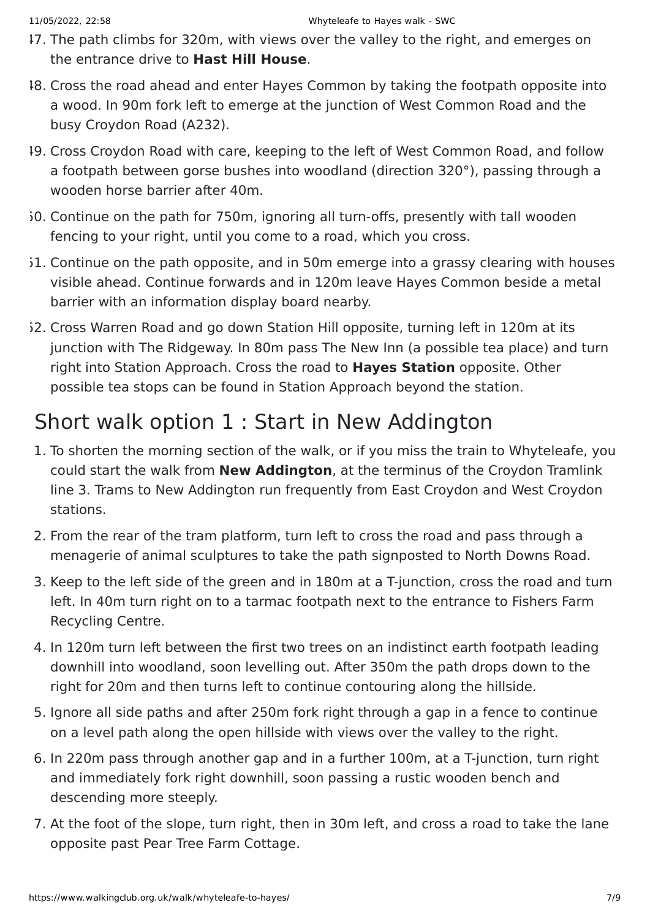47. The path climbs for 320m, with views over the valley to the right, and emerges on the entrance drive to **Hast Hill House**.
48. Cross the road ahead and enter Hayes Common by taking the footpath opposite into a wood. In 90m fork left to emerge at the junction of West Common Road and the busy Croydon Road (A232).
49. Cross Croydon Road with care, keeping to the left of West Common Road, and follow a footpath between gorse bushes into woodland (direction 320°), passing through a wooden horse barrier after 40m.
50. Continue on the path for 750m, ignoring all turn-offs, presently with tall wooden fencing to your right, until you come to a road, which you cross.
51. Continue on the path opposite, and in 50m emerge into a grassy clearing with houses visible ahead. Continue forwards and in 120m leave Hayes Common beside a metal barrier with an information display board nearby.
52. Cross Warren Road and go down Station Hill opposite, turning left in 120m at its junction with The Ridgeway. In 80m pass The New Inn (a possible tea place) and turn right into Station Approach. Cross the road to **Hayes Station** opposite. Other possible tea stops can be found in Station Approach beyond the station.

## Short walk option 1 : Start in New Addington

1. To shorten the morning section of the walk, or if you miss the train to Whyteleafe, you could start the walk from **New Addington**, at the terminus of the Croydon Tramlink line 3. Trams to New Addington run frequently from East Croydon and West Croydon stations.
2. From the rear of the tram platform, turn left to cross the road and pass through a menagerie of animal sculptures to take the path signposted to North Downs Road.
3. Keep to the left side of the green and in 180m at a T-junction, cross the road and turn left. In 40m turn right on to a tarmac footpath next to the entrance to Fishers Farm Recycling Centre.
4. In 120m turn left between the first two trees on an indistinct earth footpath leading downhill into woodland, soon levelling out. After 350m the path drops down to the right for 20m and then turns left to continue contouring along the hillside.
5. Ignore all side paths and after 250m fork right through a gap in a fence to continue on a level path along the open hillside with views over the valley to the right.
6. In 220m pass through another gap and in a further 100m, at a T-junction, turn right and immediately fork right downhill, soon passing a rustic wooden bench and descending more steeply.
7. At the foot of the slope, turn right, then in 30m left, and cross a road to take the lane opposite past Pear Tree Farm Cottage.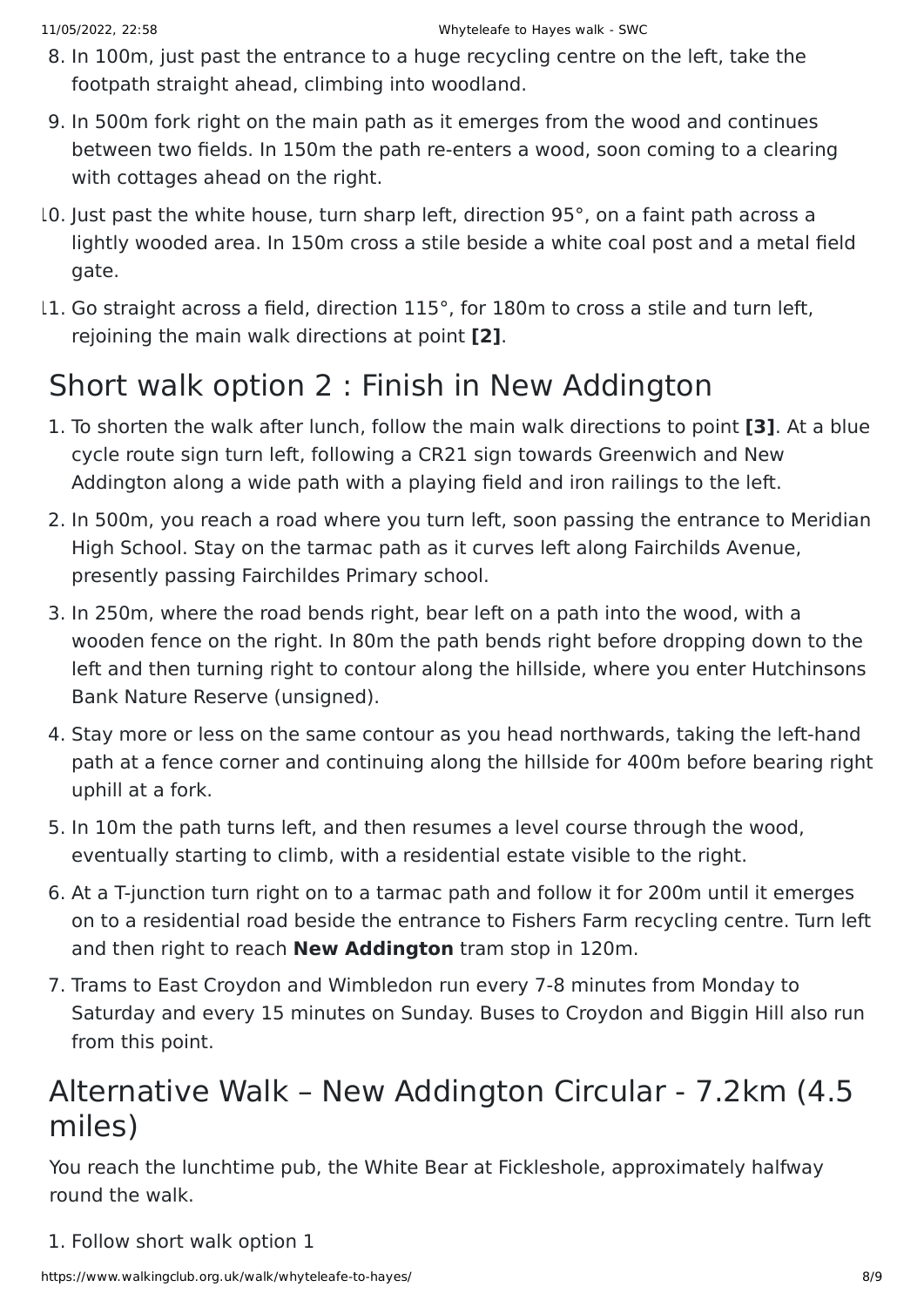8. In 100m, just past the entrance to a huge recycling centre on the left, take the footpath straight ahead, climbing into woodland.
9. In 500m fork right on the main path as it emerges from the wood and continues between two fields. In 150m the path re-enters a wood, soon coming to a clearing with cottages ahead on the right.
10. Just past the white house, turn sharp left, direction 95°, on a faint path across a lightly wooded area. In 150m cross a stile beside a white coal post and a metal field gate.
11. Go straight across a field, direction 115°, for 180m to cross a stile and turn left, rejoining the main walk directions at point **[2]**.

## Short walk option 2 : Finish in New Addington

1. To shorten the walk after lunch, follow the main walk directions to point **[3]**. At a blue cycle route sign turn left, following a CR21 sign towards Greenwich and New Addington along a wide path with a playing field and iron railings to the left.
2. In 500m, you reach a road where you turn left, soon passing the entrance to Meridian High School. Stay on the tarmac path as it curves left along Fairchilds Avenue, presently passing Fairchildes Primary school.
3. In 250m, where the road bends right, bear left on a path into the wood, with a wooden fence on the right. In 80m the path bends right before dropping down to the left and then turning right to contour along the hillside, where you enter Hutchinsons Bank Nature Reserve (unsigned).
4. Stay more or less on the same contour as you head northwards, taking the left-hand path at a fence corner and continuing along the hillside for 400m before bearing right uphill at a fork.
5. In 10m the path turns left, and then resumes a level course through the wood, eventually starting to climb, with a residential estate visible to the right.
6. At a T-junction turn right on to a tarmac path and follow it for 200m until it emerges on to a residential road beside the entrance to Fishers Farm recycling centre. Turn left and then right to reach **New Addington** tram stop in 120m.
7. Trams to East Croydon and Wimbledon run every 7-8 minutes from Monday to Saturday and every 15 minutes on Sunday. Buses to Croydon and Biggin Hill also run from this point.

## Alternative Walk – New Addington Circular - 7.2km (4.5 miles)

You reach the lunchtime pub, the White Bear at Fickleshole, approximately halfway round the walk.

1. Follow short walk option 1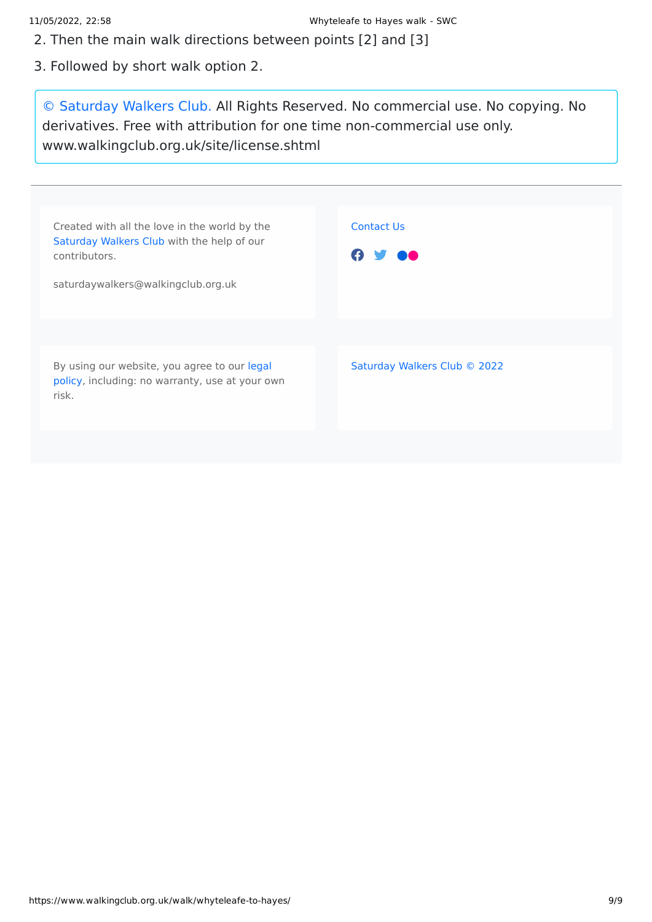2. Then the main walk directions between points [2] and [3]
3. Followed by short walk option 2.

© Saturday Walkers Club. All Rights Reserved. No commercial use. No copying. No derivatives. Free with attribution for one time non-commercial use only. www.walkingclub.org.uk/site/license.shtml

---

Created with all the love in the world by the Saturday Walkers Club with the help of our contributors.

saturdaywalkers@walkingclub.org.uk

Contact Us

By using our website, you agree to our legal policy, including: no warranty, use at your own risk.

Saturday Walkers Club © 2022